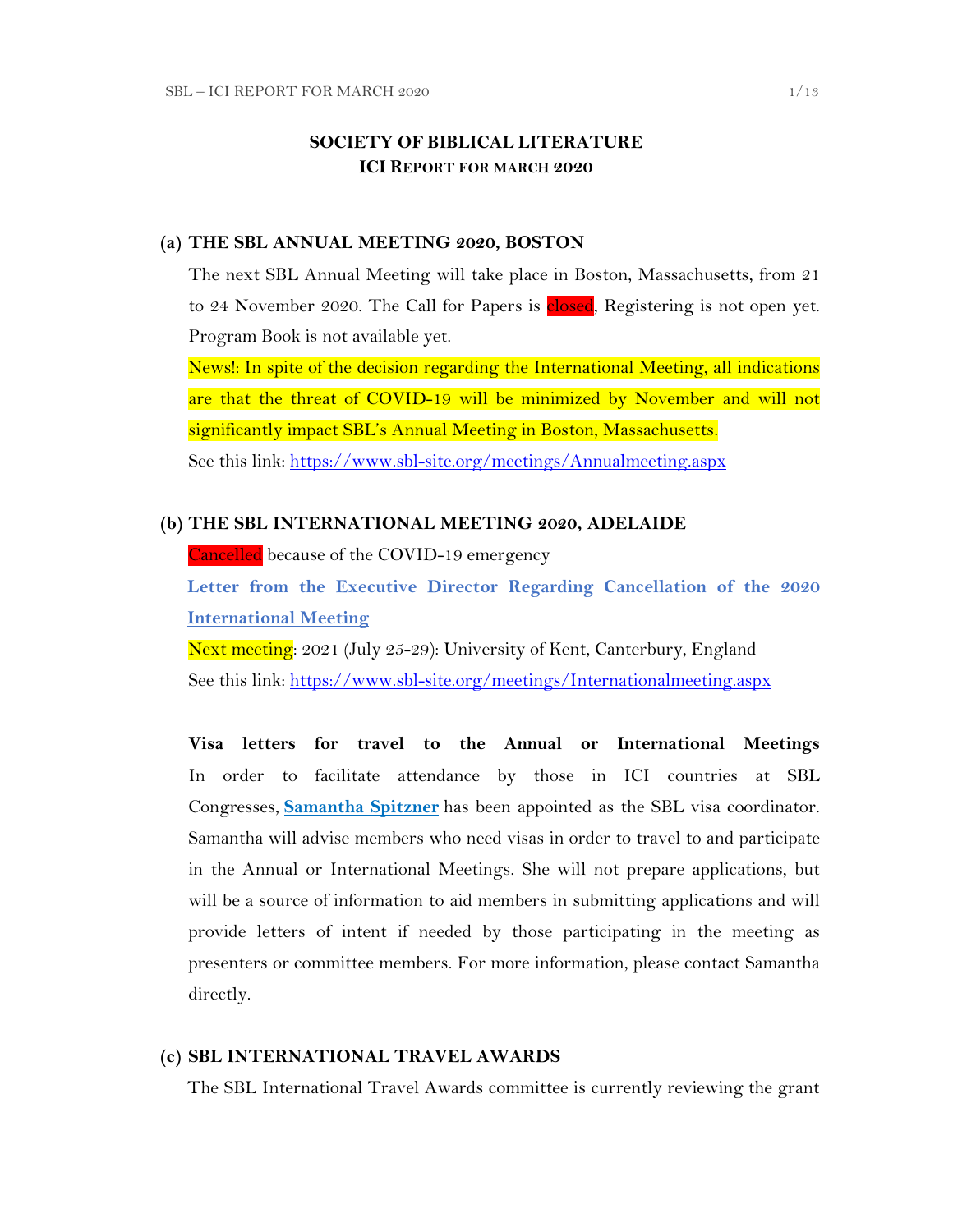# SOCIETY OF BIBLICAL LITERATURE
## ICI REPORT FOR MARCH 2020

### (a) THE SBL ANNUAL MEETING 2020, BOSTON

The next SBL Annual Meeting will take place in Boston, Massachusetts, from 21 to 24 November 2020. The Call for Papers is closed, Registering is not open yet. Program Book is not available yet.

News!: In spite of the decision regarding the International Meeting, all indications are that the threat of COVID-19 will be minimized by November and will not significantly impact SBL's Annual Meeting in Boston, Massachusetts.

See this link: https://www.sbl-site.org/meetings/Annualmeeting.aspx

### (b) THE SBL INTERNATIONAL MEETING 2020, ADELAIDE

Cancelled because of the COVID-19 emergency

**Letter from the Executive Director Regarding Cancellation of the 2020 International Meeting**

Next meeting: 2021 (July 25-29): University of Kent, Canterbury, England

See this link: https://www.sbl-site.org/meetings/Internationalmeeting.aspx

**Visa letters for travel to the Annual or International Meetings**

In order to facilitate attendance by those in ICI countries at SBL Congresses, **Samantha Spitzner** has been appointed as the SBL visa coordinator. Samantha will advise members who need visas in order to travel to and participate in the Annual or International Meetings. She will not prepare applications, but will be a source of information to aid members in submitting applications and will provide letters of intent if needed by those participating in the meeting as presenters or committee members. For more information, please contact Samantha directly.

### (c) SBL INTERNATIONAL TRAVEL AWARDS

The SBL International Travel Awards committee is currently reviewing the grant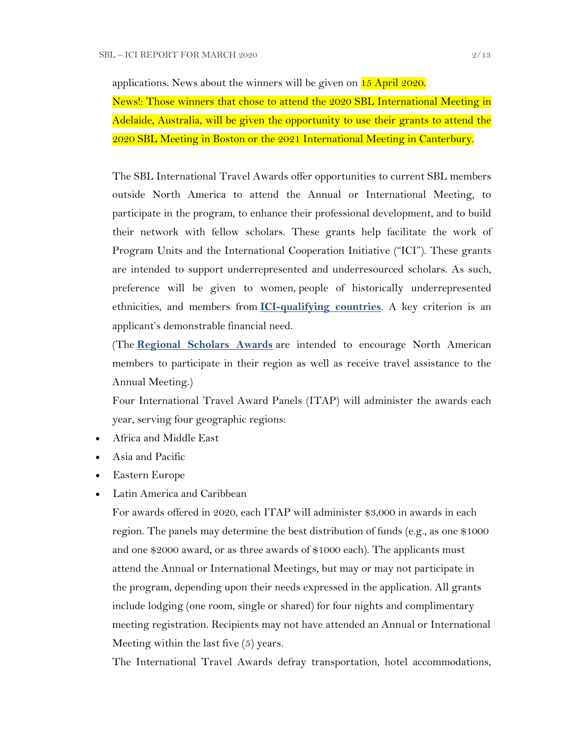applications. News about the winners will be given on 15 April 2020.

News!: Those winners that chose to attend the 2020 SBL International Meeting in Adelaide, Australia, will be given the opportunity to use their grants to attend the 2020 SBL Meeting in Boston or the 2021 International Meeting in Canterbury.

The SBL International Travel Awards offer opportunities to current SBL members outside North America to attend the Annual or International Meeting, to participate in the program, to enhance their professional development, and to build their network with fellow scholars. These grants help facilitate the work of Program Units and the International Cooperation Initiative ("ICI"). These grants are intended to support underrepresented and underresourced scholars. As such, preference will be given to women, people of historically underrepresented ethnicities, and members from **ICI-qualifying countries**. A key criterion is an applicant's demonstrable financial need.

(The **Regional Scholars Awards** are intended to encourage North American members to participate in their region as well as receive travel assistance to the Annual Meeting.)

Four International Travel Award Panels (ITAP) will administer the awards each year, serving four geographic regions:

- Africa and Middle East
- Asia and Pacific
- Eastern Europe
- Latin America and Caribbean

For awards offered in 2020, each ITAP will administer $3,000 in awards in each region. The panels may determine the best distribution of funds (e.g., as one $1000 and one $2000 award, or as three awards of $1000 each). The applicants must attend the Annual or International Meetings, but may or may not participate in the program, depending upon their needs expressed in the application. All grants include lodging (one room, single or shared) for four nights and complimentary meeting registration. Recipients may not have attended an Annual or International Meeting within the last five (5) years.

The International Travel Awards defray transportation, hotel accommodations,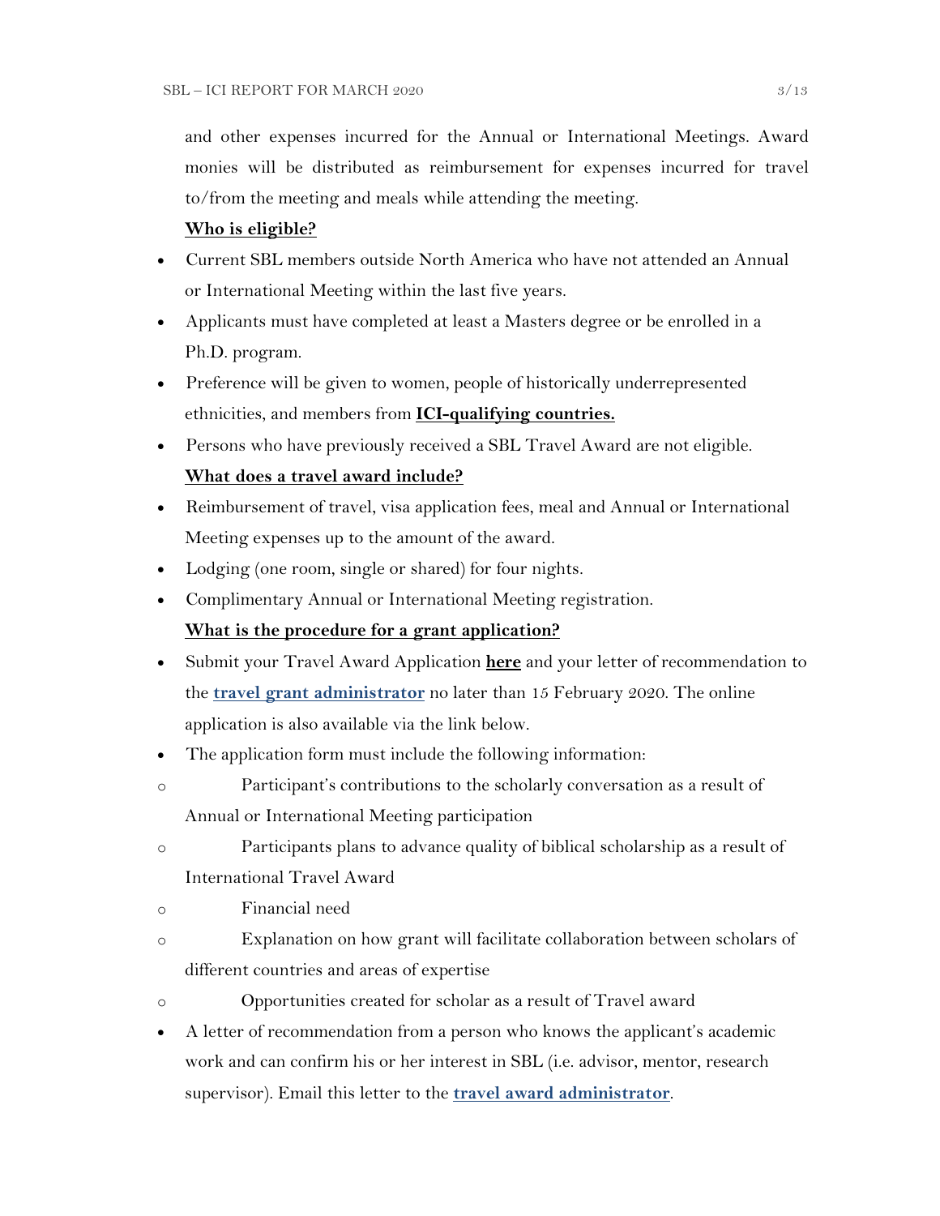and other expenses incurred for the Annual or International Meetings. Award monies will be distributed as reimbursement for expenses incurred for travel to/from the meeting and meals while attending the meeting.

**Who is eligible?**

- Current SBL members outside North America who have not attended an Annual or International Meeting within the last five years.
- Applicants must have completed at least a Masters degree or be enrolled in a Ph.D. program.
- Preference will be given to women, people of historically underrepresented ethnicities, and members from **ICI-qualifying countries.**
- Persons who have previously received a SBL Travel Award are not eligible.

**What does a travel award include?**

- Reimbursement of travel, visa application fees, meal and Annual or International Meeting expenses up to the amount of the award.
- Lodging (one room, single or shared) for four nights.
- Complimentary Annual or International Meeting registration.

**What is the procedure for a grant application?**

- Submit your Travel Award Application **here** and your letter of recommendation to the **travel grant administrator** no later than 15 February 2020. The online application is also available via the link below.
- The application form must include the following information:
  - Participant's contributions to the scholarly conversation as a result of Annual or International Meeting participation
  - Participants plans to advance quality of biblical scholarship as a result of International Travel Award
  - Financial need
  - Explanation on how grant will facilitate collaboration between scholars of different countries and areas of expertise
  - Opportunities created for scholar as a result of Travel award
- A letter of recommendation from a person who knows the applicant's academic work and can confirm his or her interest in SBL (i.e. advisor, mentor, research supervisor). Email this letter to the **travel award administrator**.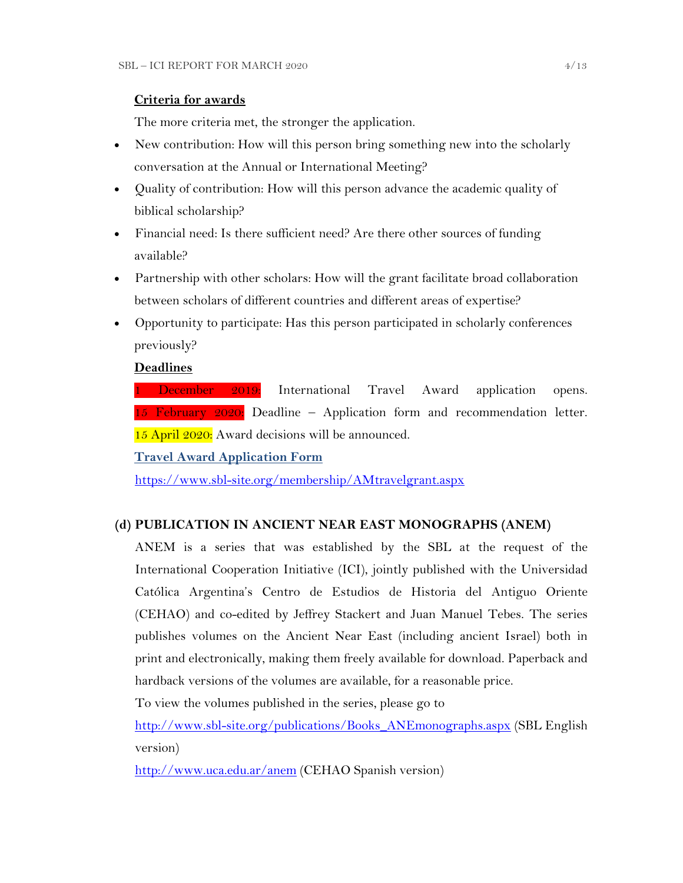**Criteria for awards**

The more criteria met, the stronger the application.

- New contribution: How will this person bring something new into the scholarly conversation at the Annual or International Meeting?
- Quality of contribution: How will this person advance the academic quality of biblical scholarship?
- Financial need: Is there sufficient need? Are there other sources of funding available?
- Partnership with other scholars: How will the grant facilitate broad collaboration between scholars of different countries and different areas of expertise?
- Opportunity to participate: Has this person participated in scholarly conferences previously?

**Deadlines**

1 December 2019: International Travel Award application opens.
15 February 2020: Deadline – Application form and recommendation letter.
15 April 2020: Award decisions will be announced.

**Travel Award Application Form**

https://www.sbl-site.org/membership/AMtravelgrant.aspx

**(d) PUBLICATION IN ANCIENT NEAR EAST MONOGRAPHS (ANEM)**

ANEM is a series that was established by the SBL at the request of the International Cooperation Initiative (ICI), jointly published with the Universidad Católica Argentina's Centro de Estudios de Historia del Antiguo Oriente (CEHAO) and co-edited by Jeffrey Stackert and Juan Manuel Tebes. The series publishes volumes on the Ancient Near East (including ancient Israel) both in print and electronically, making them freely available for download. Paperback and hardback versions of the volumes are available, for a reasonable price.

To view the volumes published in the series, please go to

http://www.sbl-site.org/publications/Books_ANEmonographs.aspx (SBL English version)

http://www.uca.edu.ar/anem (CEHAO Spanish version)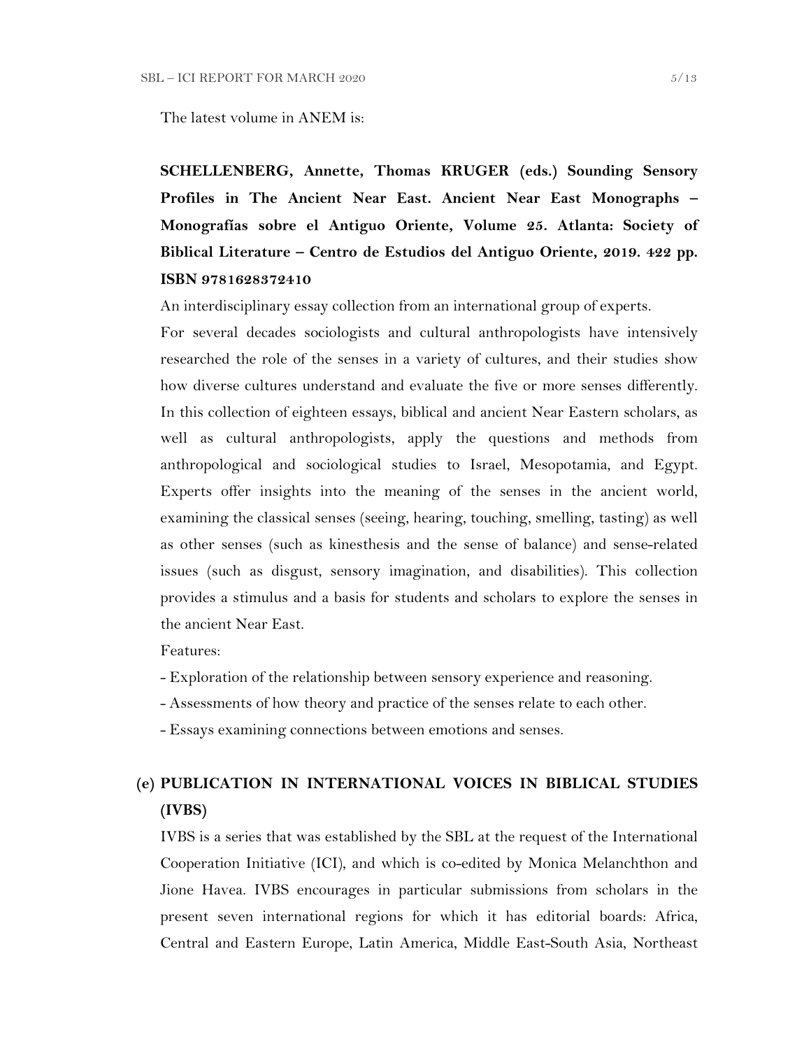The latest volume in ANEM is:

**SCHELLENBERG, Annette, Thomas KRUGER (eds.) Sounding Sensory Profiles in The Ancient Near East. Ancient Near East Monographs – Monografías sobre el Antiguo Oriente, Volume 25. Atlanta: Society of Biblical Literature – Centro de Estudios del Antiguo Oriente, 2019. 422 pp. ISBN 9781628372410**

An interdisciplinary essay collection from an international group of experts.

For several decades sociologists and cultural anthropologists have intensively researched the role of the senses in a variety of cultures, and their studies show how diverse cultures understand and evaluate the five or more senses differently. In this collection of eighteen essays, biblical and ancient Near Eastern scholars, as well as cultural anthropologists, apply the questions and methods from anthropological and sociological studies to Israel, Mesopotamia, and Egypt. Experts offer insights into the meaning of the senses in the ancient world, examining the classical senses (seeing, hearing, touching, smelling, tasting) as well as other senses (such as kinesthesis and the sense of balance) and sense-related issues (such as disgust, sensory imagination, and disabilities). This collection provides a stimulus and a basis for students and scholars to explore the senses in the ancient Near East.

Features:

- Exploration of the relationship between sensory experience and reasoning.
- Assessments of how theory and practice of the senses relate to each other.
- Essays examining connections between emotions and senses.

## (e) PUBLICATION IN INTERNATIONAL VOICES IN BIBLICAL STUDIES (IVBS)

IVBS is a series that was established by the SBL at the request of the International Cooperation Initiative (ICI), and which is co-edited by Monica Melanchthon and Jione Havea. IVBS encourages in particular submissions from scholars in the present seven international regions for which it has editorial boards: Africa, Central and Eastern Europe, Latin America, Middle East-South Asia, Northeast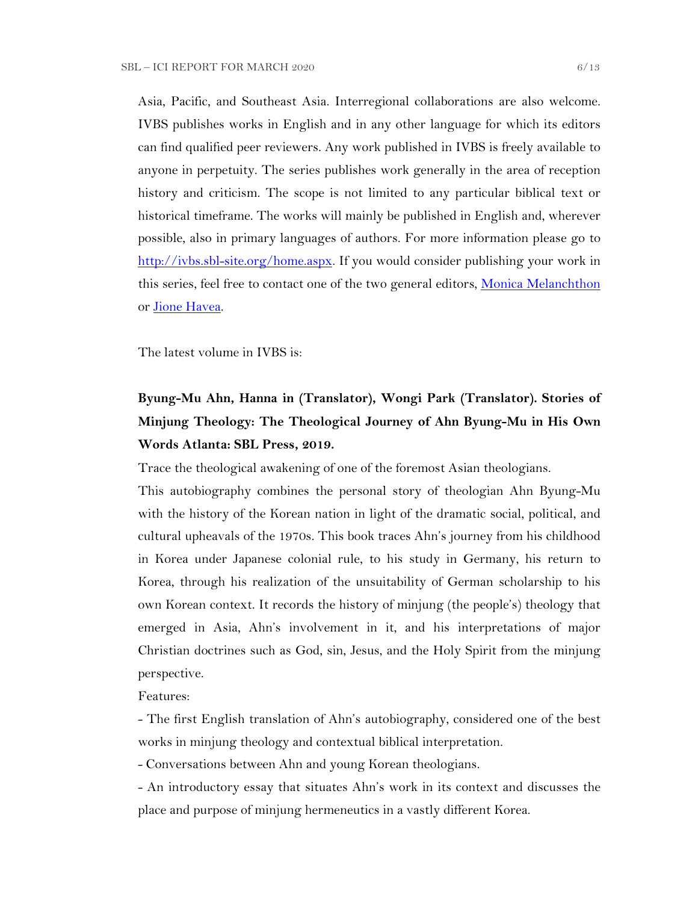Asia, Pacific, and Southeast Asia. Interregional collaborations are also welcome. IVBS publishes works in English and in any other language for which its editors can find qualified peer reviewers. Any work published in IVBS is freely available to anyone in perpetuity. The series publishes work generally in the area of reception history and criticism. The scope is not limited to any particular biblical text or historical timeframe. The works will mainly be published in English and, wherever possible, also in primary languages of authors. For more information please go to [http://ivbs.sbl-site.org/home.aspx](http://ivbs.sbl-site.org/home.aspx). If you would consider publishing your work in this series, feel free to contact one of the two general editors, Monica Melanchthon or Jione Havea.

The latest volume in IVBS is:

**Byung-Mu Ahn, Hanna in (Translator), Wongi Park (Translator). Stories of Minjung Theology: The Theological Journey of Ahn Byung-Mu in His Own Words Atlanta: SBL Press, 2019.**

Trace the theological awakening of one of the foremost Asian theologians.

This autobiography combines the personal story of theologian Ahn Byung-Mu with the history of the Korean nation in light of the dramatic social, political, and cultural upheavals of the 1970s. This book traces Ahn's journey from his childhood in Korea under Japanese colonial rule, to his study in Germany, his return to Korea, through his realization of the unsuitability of German scholarship to his own Korean context. It records the history of minjung (the people's) theology that emerged in Asia, Ahn's involvement in it, and his interpretations of major Christian doctrines such as God, sin, Jesus, and the Holy Spirit from the minjung perspective.

Features:

- The first English translation of Ahn's autobiography, considered one of the best works in minjung theology and contextual biblical interpretation.
- Conversations between Ahn and young Korean theologians.
- An introductory essay that situates Ahn's work in its context and discusses the place and purpose of minjung hermeneutics in a vastly different Korea.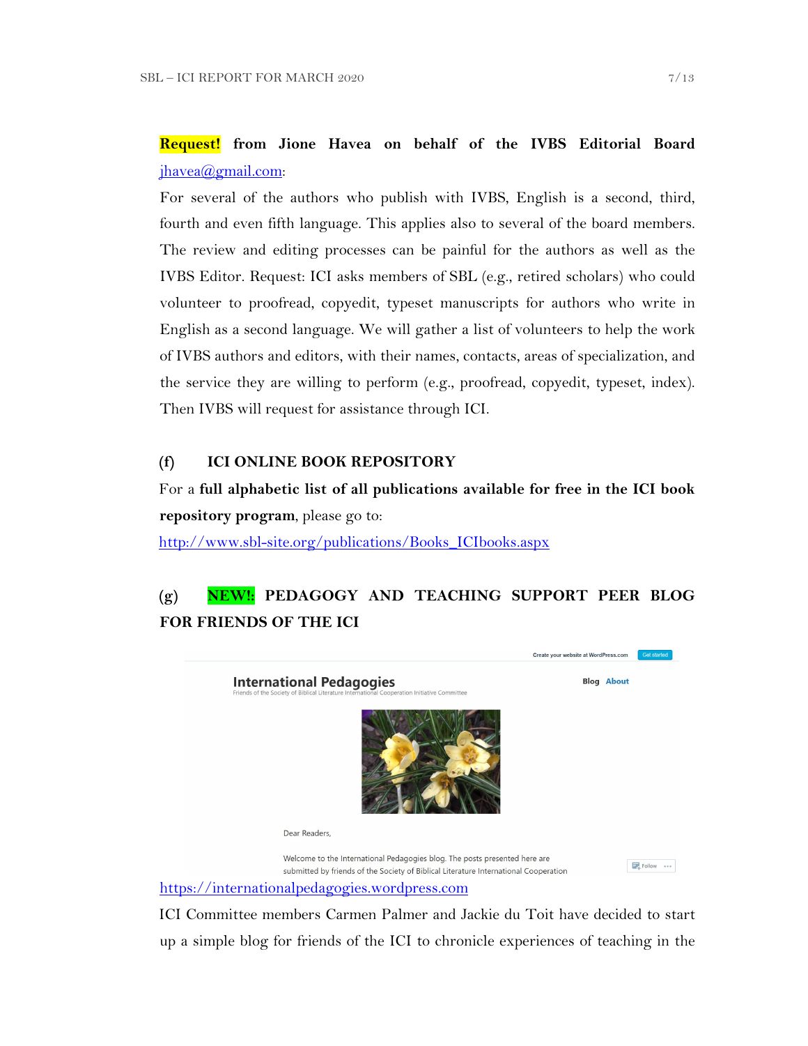**Request!** **from Jione Havea on behalf of the IVBS Editorial Board** jhavea@gmail.com:

For several of the authors who publish with IVBS, English is a second, third, fourth and even fifth language. This applies also to several of the board members. The review and editing processes can be painful for the authors as well as the IVBS Editor. Request: ICI asks members of SBL (e.g., retired scholars) who could volunteer to proofread, copyedit, typeset manuscripts for authors who write in English as a second language. We will gather a list of volunteers to help the work of IVBS authors and editors, with their names, contacts, areas of specialization, and the service they are willing to perform (e.g., proofread, copyedit, typeset, index). Then IVBS will request for assistance through ICI.

### (f) ICI ONLINE BOOK REPOSITORY

For a **full alphabetic list of all publications available for free in the ICI book repository program**, please go to:

http://www.sbl-site.org/publications/Books_ICIbooks.aspx

### (g) NEW!: PEDAGOGY AND TEACHING SUPPORT PEER BLOG FOR FRIENDS OF THE ICI

https://internationalpedagogies.wordpress.com

ICI Committee members Carmen Palmer and Jackie du Toit have decided to start up a simple blog for friends of the ICI to chronicle experiences of teaching in the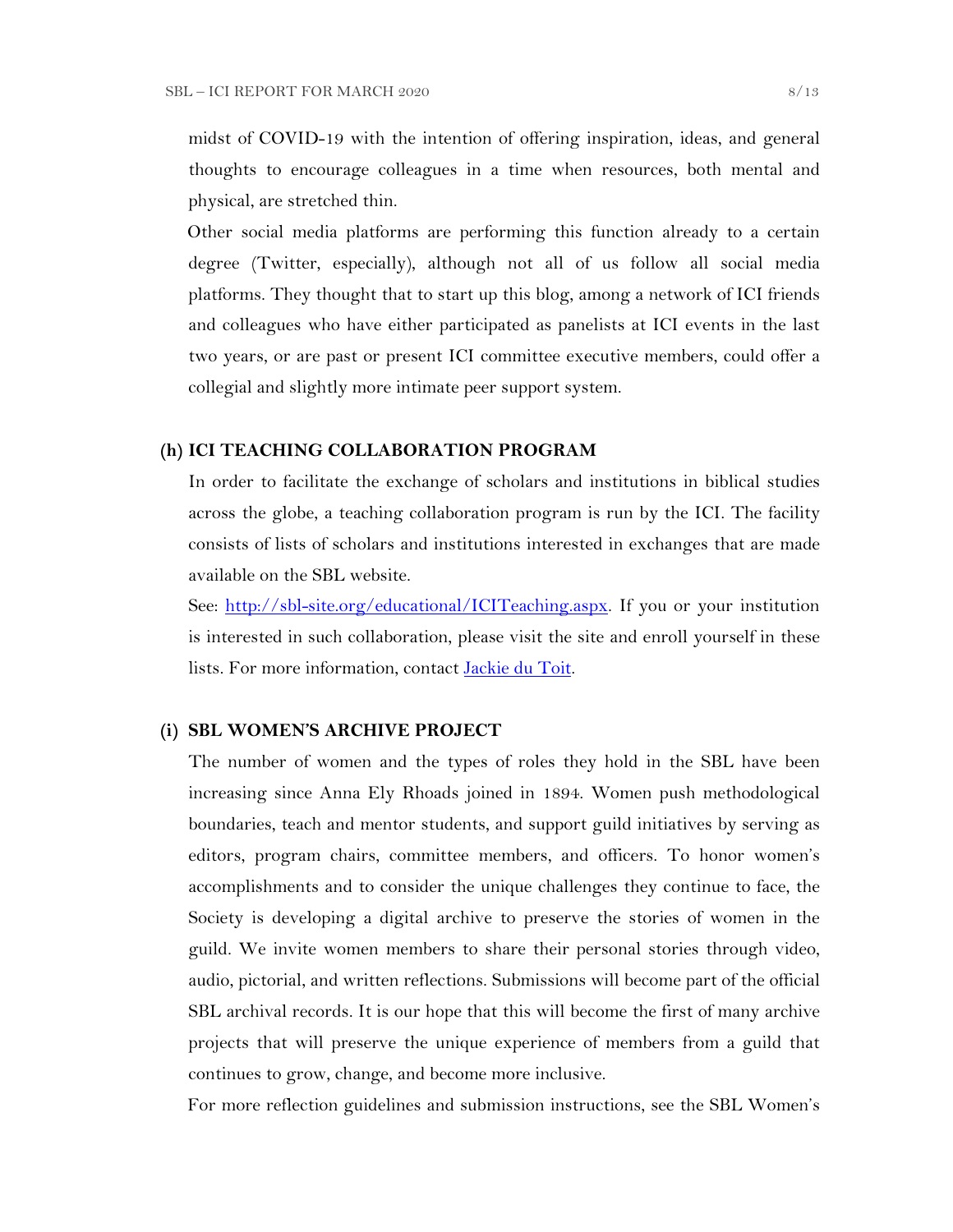midst of COVID-19 with the intention of offering inspiration, ideas, and general thoughts to encourage colleagues in a time when resources, both mental and physical, are stretched thin.

Other social media platforms are performing this function already to a certain degree (Twitter, especially), although not all of us follow all social media platforms. They thought that to start up this blog, among a network of ICI friends and colleagues who have either participated as panelists at ICI events in the last two years, or are past or present ICI committee executive members, could offer a collegial and slightly more intimate peer support system.

### (h) ICI TEACHING COLLABORATION PROGRAM

In order to facilitate the exchange of scholars and institutions in biblical studies across the globe, a teaching collaboration program is run by the ICI. The facility consists of lists of scholars and institutions interested in exchanges that are made available on the SBL website.

See: [http://sbl-site.org/educational/ICITeaching.aspx](http://sbl-site.org/educational/ICITeaching.aspx). If you or your institution is interested in such collaboration, please visit the site and enroll yourself in these lists. For more information, contact [Jackie du Toit](#).

### (i) SBL WOMEN'S ARCHIVE PROJECT

The number of women and the types of roles they hold in the SBL have been increasing since Anna Ely Rhoads joined in 1894. Women push methodological boundaries, teach and mentor students, and support guild initiatives by serving as editors, program chairs, committee members, and officers. To honor women's accomplishments and to consider the unique challenges they continue to face, the Society is developing a digital archive to preserve the stories of women in the guild. We invite women members to share their personal stories through video, audio, pictorial, and written reflections. Submissions will become part of the official SBL archival records. It is our hope that this will become the first of many archive projects that will preserve the unique experience of members from a guild that continues to grow, change, and become more inclusive.

For more reflection guidelines and submission instructions, see the SBL Women's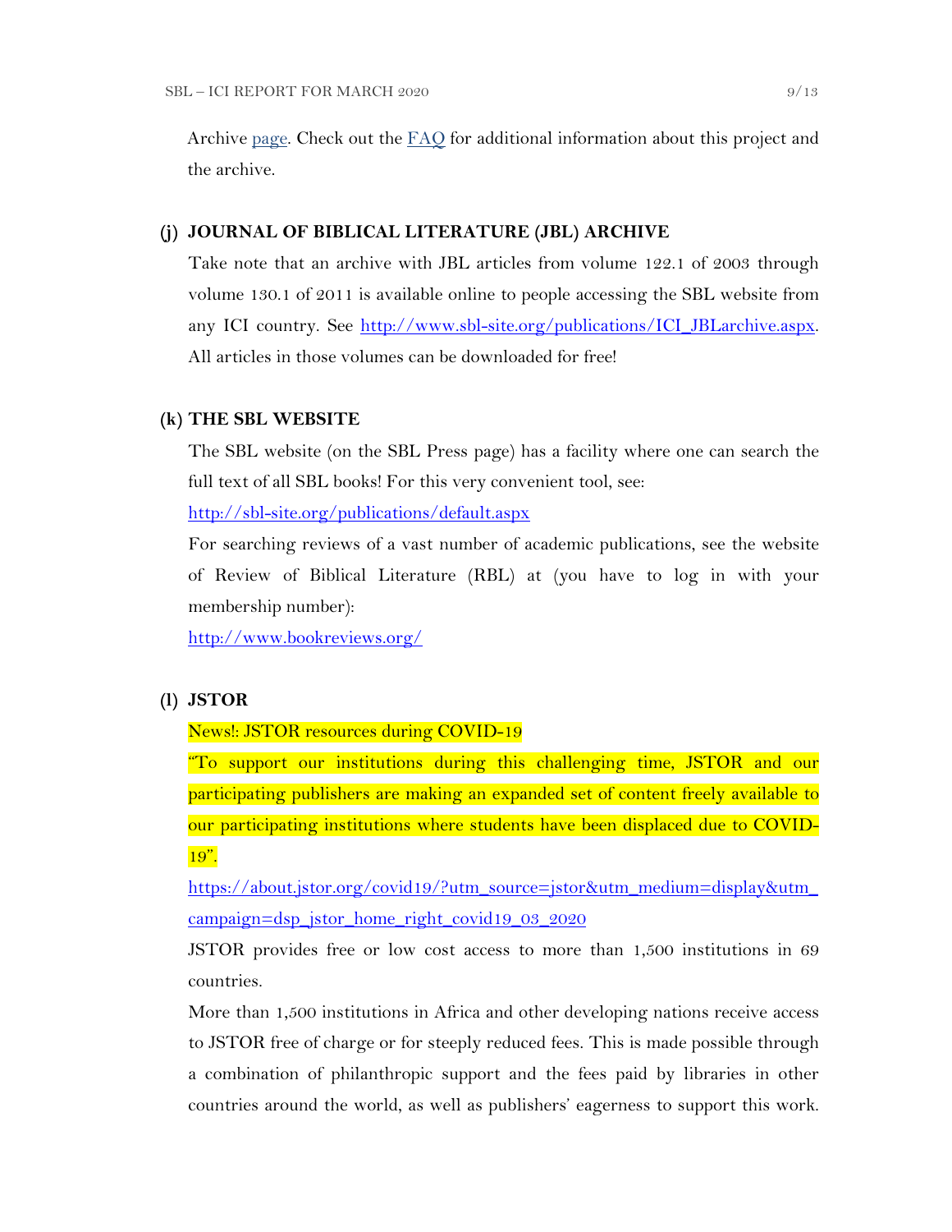Archive [page](). Check out the [FAQ]() for additional information about this project and the archive.

### (j) JOURNAL OF BIBLICAL LITERATURE (JBL) ARCHIVE

Take note that an archive with JBL articles from volume 122.1 of 2003 through volume 130.1 of 2011 is available online to people accessing the SBL website from any ICI country. See http://www.sbl-site.org/publications/ICI_JBLarchive.aspx. All articles in those volumes can be downloaded for free!

### (k) THE SBL WEBSITE

The SBL website (on the SBL Press page) has a facility where one can search the full text of all SBL books! For this very convenient tool, see:

http://sbl-site.org/publications/default.aspx

For searching reviews of a vast number of academic publications, see the website of Review of Biblical Literature (RBL) at (you have to log in with your membership number):

http://www.bookreviews.org/

### (l) JSTOR

News!: JSTOR resources during COVID-19

"To support our institutions during this challenging time, JSTOR and our participating publishers are making an expanded set of content freely available to our participating institutions where students have been displaced due to COVID-19".

https://about.jstor.org/covid19/?utm_source=jstor&utm_medium=display&utm_campaign=dsp_jstor_home_right_covid19_03_2020

JSTOR provides free or low cost access to more than 1,500 institutions in 69 countries.

More than 1,500 institutions in Africa and other developing nations receive access to JSTOR free of charge or for steeply reduced fees. This is made possible through a combination of philanthropic support and the fees paid by libraries in other countries around the world, as well as publishers' eagerness to support this work.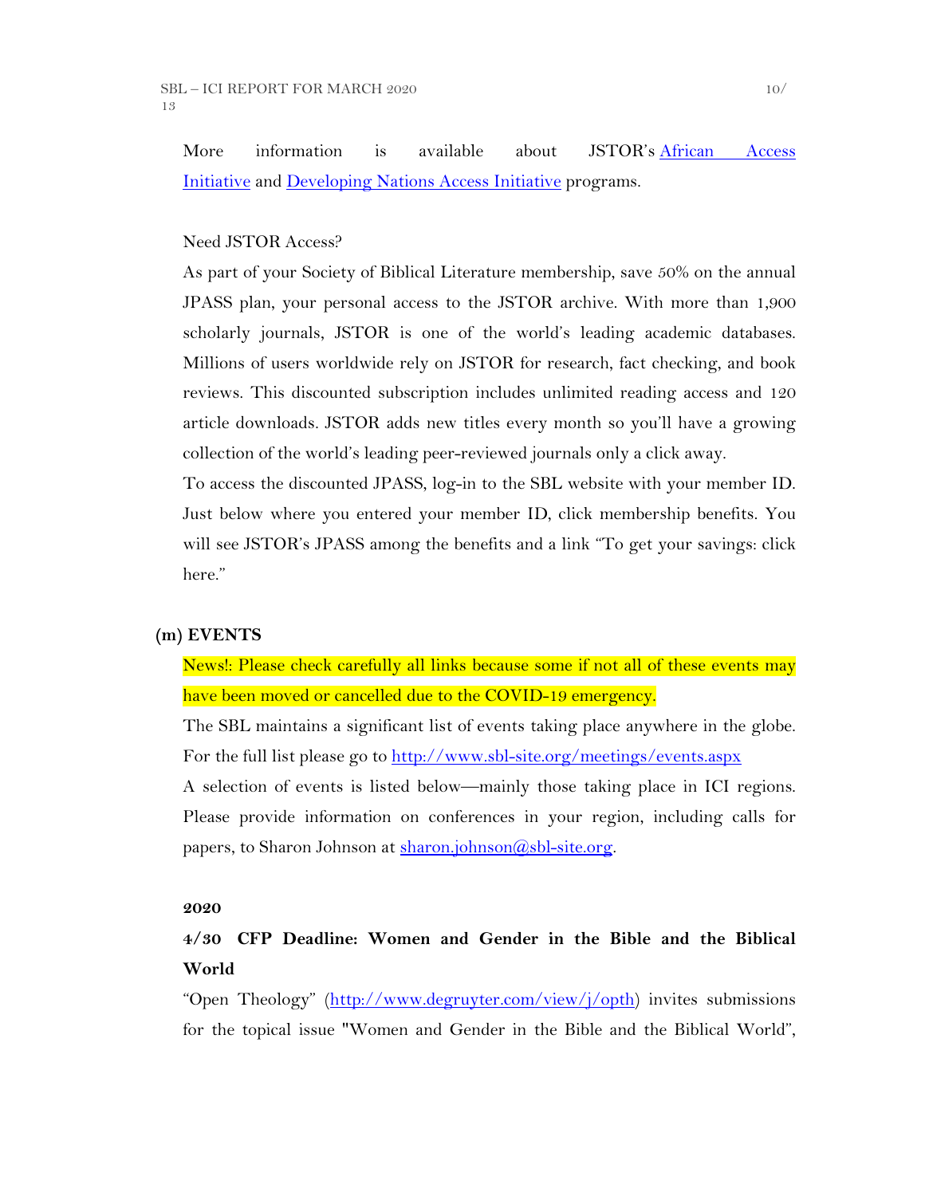More information is available about JSTOR's African Access Initiative and Developing Nations Access Initiative programs.

Need JSTOR Access?

As part of your Society of Biblical Literature membership, save 50% on the annual JPASS plan, your personal access to the JSTOR archive. With more than 1,900 scholarly journals, JSTOR is one of the world's leading academic databases. Millions of users worldwide rely on JSTOR for research, fact checking, and book reviews. This discounted subscription includes unlimited reading access and 120 article downloads. JSTOR adds new titles every month so you'll have a growing collection of the world's leading peer-reviewed journals only a click away.

To access the discounted JPASS, log-in to the SBL website with your member ID. Just below where you entered your member ID, click membership benefits. You will see JSTOR's JPASS among the benefits and a link "To get your savings: click here."

## (m) EVENTS

News!: Please check carefully all links because some if not all of these events may have been moved or cancelled due to the COVID-19 emergency.

The SBL maintains a significant list of events taking place anywhere in the globe. For the full list please go to http://www.sbl-site.org/meetings/events.aspx

A selection of events is listed below—mainly those taking place in ICI regions. Please provide information on conferences in your region, including calls for papers, to Sharon Johnson at sharon.johnson@sbl-site.org.

**2020**

### 4/30 CFP Deadline: Women and Gender in the Bible and the Biblical World

"Open Theology" (http://www.degruyter.com/view/j/opth) invites submissions for the topical issue "Women and Gender in the Bible and the Biblical World",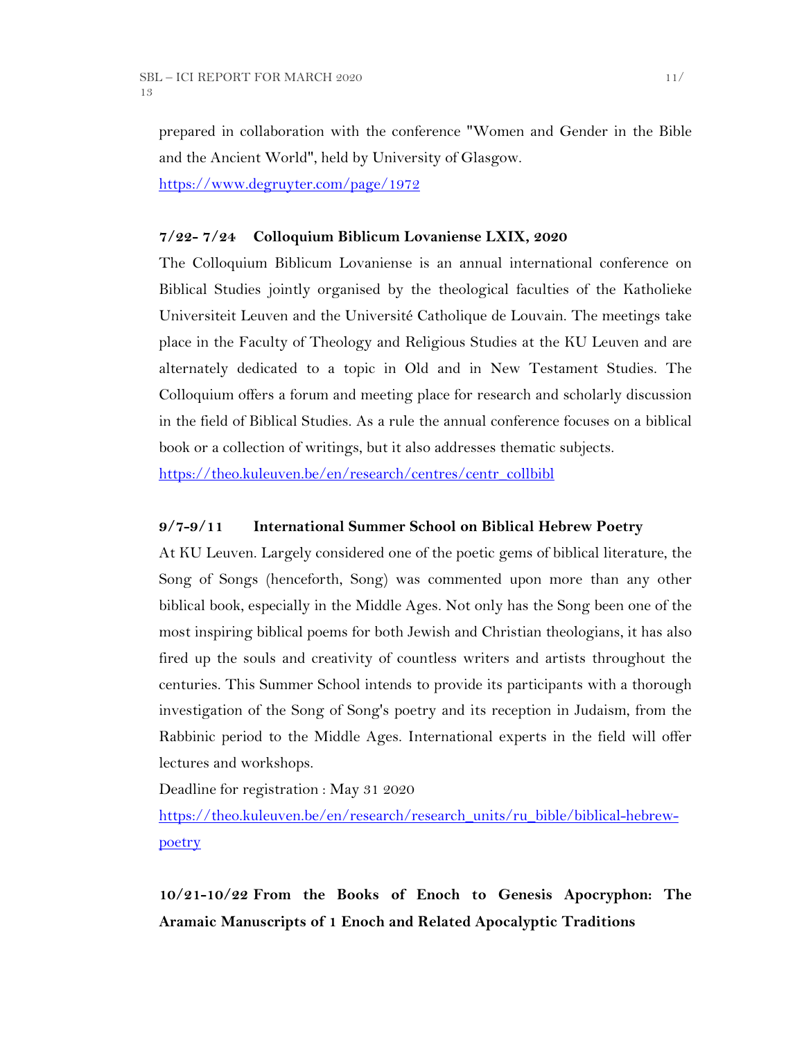prepared in collaboration with the conference "Women and Gender in the Bible and the Ancient World", held by University of Glasgow.

https://www.degruyter.com/page/1972

**7/22- 7/24 Colloquium Biblicum Lovaniense LXIX, 2020**

The Colloquium Biblicum Lovaniense is an annual international conference on Biblical Studies jointly organised by the theological faculties of the Katholieke Universiteit Leuven and the Université Catholique de Louvain. The meetings take place in the Faculty of Theology and Religious Studies at the KU Leuven and are alternately dedicated to a topic in Old and in New Testament Studies. The Colloquium offers a forum and meeting place for research and scholarly discussion in the field of Biblical Studies. As a rule the annual conference focuses on a biblical book or a collection of writings, but it also addresses thematic subjects.

https://theo.kuleuven.be/en/research/centres/centr_collbibl

**9/7-9/11 International Summer School on Biblical Hebrew Poetry**

At KU Leuven. Largely considered one of the poetic gems of biblical literature, the Song of Songs (henceforth, Song) was commented upon more than any other biblical book, especially in the Middle Ages. Not only has the Song been one of the most inspiring biblical poems for both Jewish and Christian theologians, it has also fired up the souls and creativity of countless writers and artists throughout the centuries. This Summer School intends to provide its participants with a thorough investigation of the Song of Song's poetry and its reception in Judaism, from the Rabbinic period to the Middle Ages. International experts in the field will offer lectures and workshops.

Deadline for registration : May 31 2020

https://theo.kuleuven.be/en/research/research_units/ru_bible/biblical-hebrew-poetry

**10/21-10/22 From the Books of Enoch to Genesis Apocryphon: The Aramaic Manuscripts of 1 Enoch and Related Apocalyptic Traditions**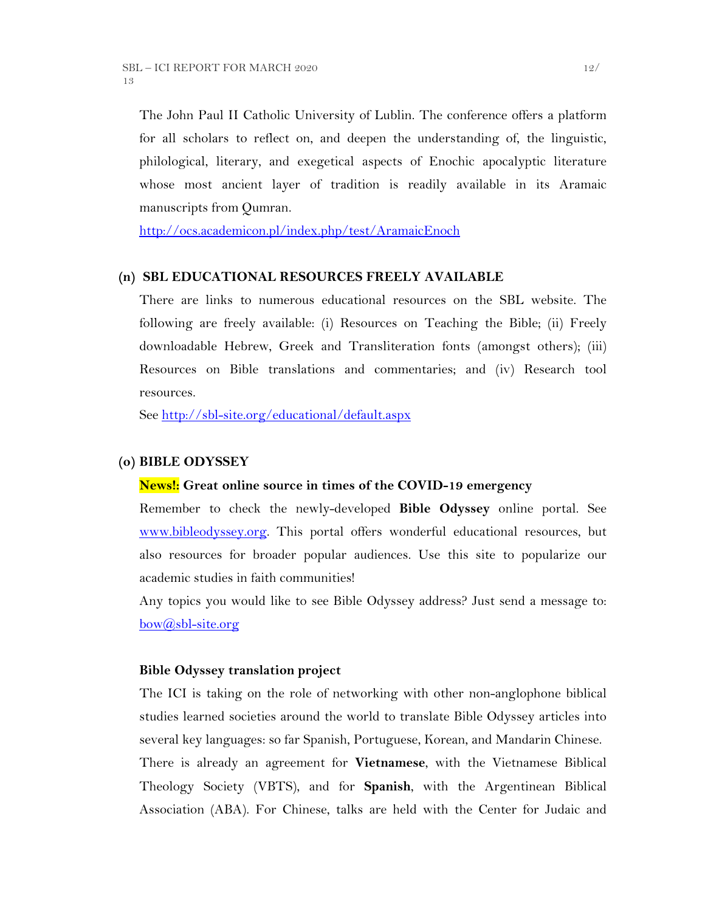The John Paul II Catholic University of Lublin. The conference offers a platform for all scholars to reflect on, and deepen the understanding of, the linguistic, philological, literary, and exegetical aspects of Enochic apocalyptic literature whose most ancient layer of tradition is readily available in its Aramaic manuscripts from Qumran.

[http://ocs.academicon.pl/index.php/test/AramaicEnoch](http://ocs.academicon.pl/index.php/test/AramaicEnoch)

### (n) SBL EDUCATIONAL RESOURCES FREELY AVAILABLE

There are links to numerous educational resources on the SBL website. The following are freely available: (i) Resources on Teaching the Bible; (ii) Freely downloadable Hebrew, Greek and Transliteration fonts (amongst others); (iii) Resources on Bible translations and commentaries; and (iv) Research tool resources.

See [http://sbl-site.org/educational/default.aspx](http://sbl-site.org/educational/default.aspx)

### (o) BIBLE ODYSSEY

**News!: Great online source in times of the COVID-19 emergency**

Remember to check the newly-developed **Bible Odyssey** online portal. See [www.bibleodyssey.org](http://www.bibleodyssey.org). This portal offers wonderful educational resources, but also resources for broader popular audiences. Use this site to popularize our academic studies in faith communities!

Any topics you would like to see Bible Odyssey address? Just send a message to: [bow@sbl-site.org](mailto:bow@sbl-site.org)

**Bible Odyssey translation project**

The ICI is taking on the role of networking with other non-anglophone biblical studies learned societies around the world to translate Bible Odyssey articles into several key languages: so far Spanish, Portuguese, Korean, and Mandarin Chinese. There is already an agreement for **Vietnamese**, with the Vietnamese Biblical Theology Society (VBTS), and for **Spanish**, with the Argentinean Biblical Association (ABA). For Chinese, talks are held with the Center for Judaic and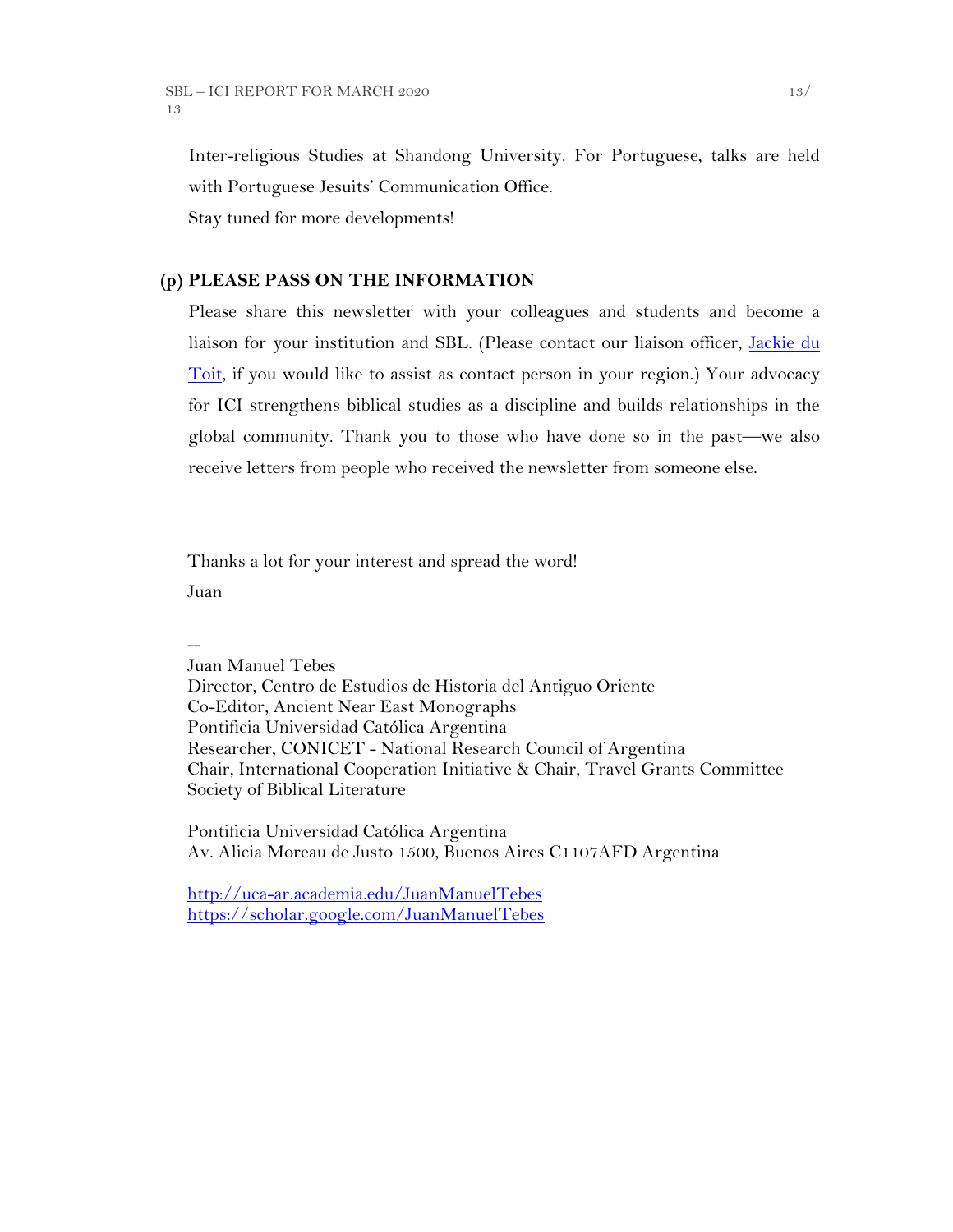Inter-religious Studies at Shandong University. For Portuguese, talks are held with Portuguese Jesuits' Communication Office.

Stay tuned for more developments!

## (p) PLEASE PASS ON THE INFORMATION

Please share this newsletter with your colleagues and students and become a liaison for your institution and SBL. (Please contact our liaison officer, [Jackie du Toit](), if you would like to assist as contact person in your region.) Your advocacy for ICI strengthens biblical studies as a discipline and builds relationships in the global community. Thank you to those who have done so in the past—we also receive letters from people who received the newsletter from someone else.

Thanks a lot for your interest and spread the word!

Juan

--

Juan Manuel Tebes
Director, Centro de Estudios de Historia del Antiguo Oriente
Co-Editor, Ancient Near East Monographs
Pontificia Universidad Católica Argentina
Researcher, CONICET - National Research Council of Argentina
Chair, International Cooperation Initiative & Chair, Travel Grants Committee
Society of Biblical Literature

Pontificia Universidad Católica Argentina
Av. Alicia Moreau de Justo 1500, Buenos Aires C1107AFD Argentina

http://uca-ar.academia.edu/JuanManuelTebes
https://scholar.google.com/JuanManuelTebes